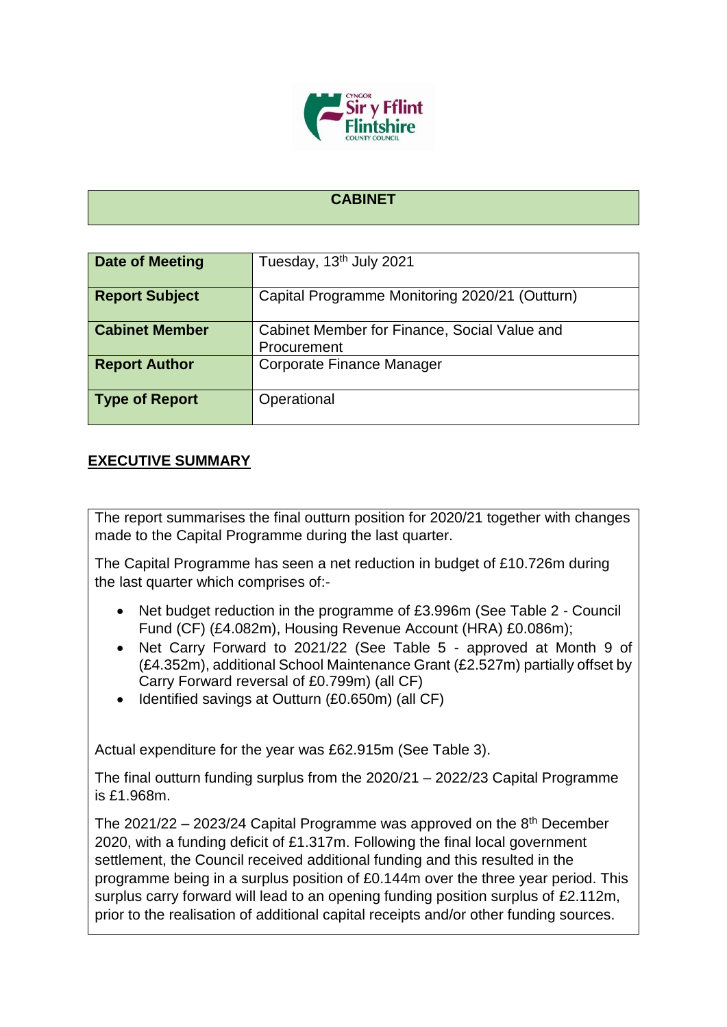## CABINET

| Date of Meeting | Tuesday, 13th July 2021 |
|---|---|
| Report Subject | Capital Programme Monitoring 2020/21 (Outturn) |
| Cabinet Member | Cabinet Member for Finance, Social Value and Procurement |
| Report Author | Corporate Finance Manager |
| Type of Report | Operational |

## EXECUTIVE SUMMARY

The report summarises the final outturn position for 2020/21 together with changes made to the Capital Programme during the last quarter.

The Capital Programme has seen a net reduction in budget of £10.726m during the last quarter which comprises of:-

- Net budget reduction in the programme of £3.996m (See Table 2 - Council Fund (CF) (£4.082m), Housing Revenue Account (HRA) £0.086m);
- Net Carry Forward to 2021/22 (See Table 5 - approved at Month 9 of (£4.352m), additional School Maintenance Grant (£2.527m) partially offset by Carry Forward reversal of £0.799m) (all CF)
- Identified savings at Outturn (£0.650m) (all CF)

Actual expenditure for the year was £62.915m (See Table 3).

The final outturn funding surplus from the 2020/21 – 2022/23 Capital Programme is £1.968m.

The 2021/22 – 2023/24 Capital Programme was approved on the 8th December 2020, with a funding deficit of £1.317m. Following the final local government settlement, the Council received additional funding and this resulted in the programme being in a surplus position of £0.144m over the three year period. This surplus carry forward will lead to an opening funding position surplus of £2.112m, prior to the realisation of additional capital receipts and/or other funding sources.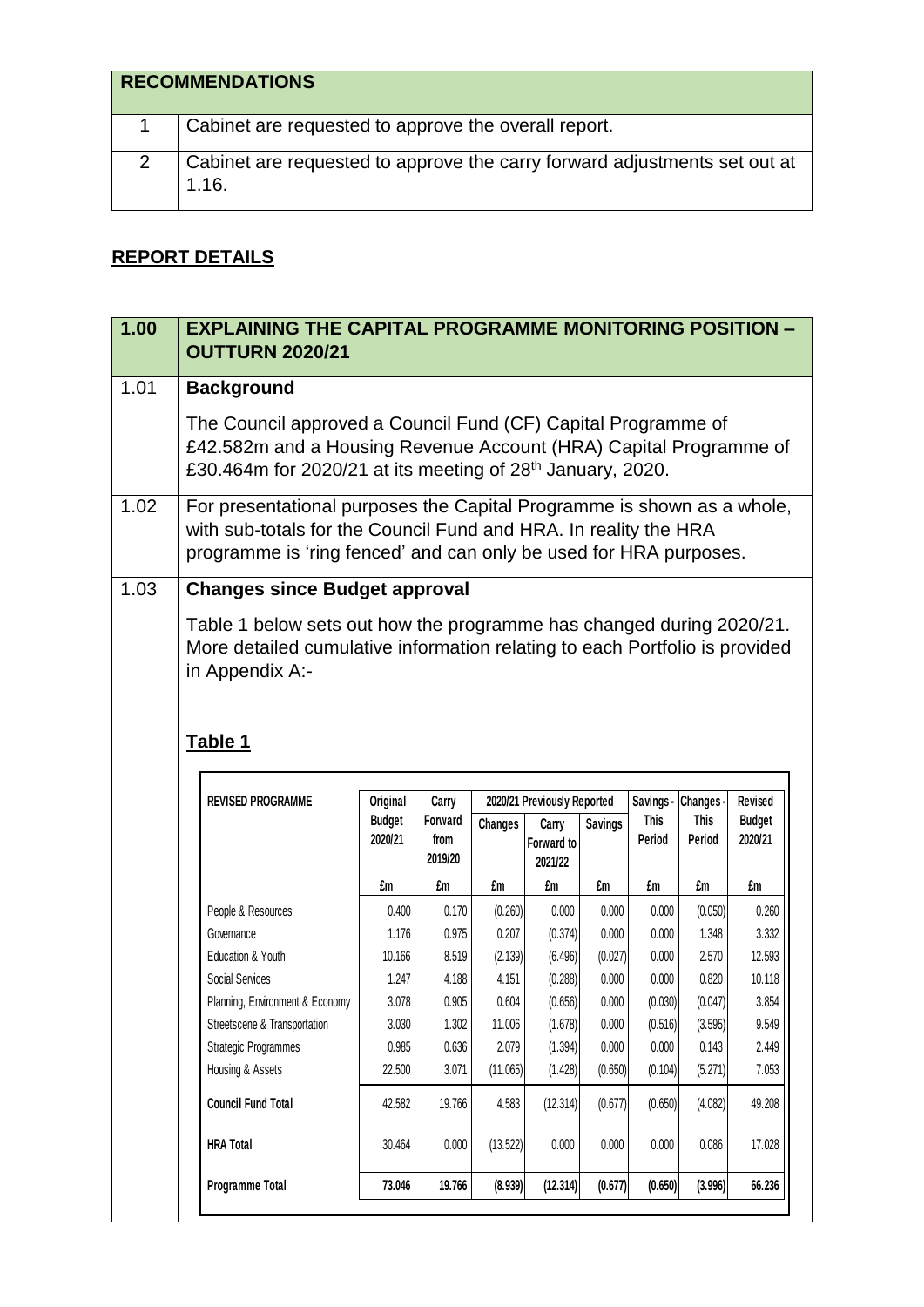| RECOMMENDATIONS | |
|---|---|
| 1 | Cabinet are requested to approve the overall report. |
| 2 | Cabinet are requested to approve the carry forward adjustments set out at 1.16. |

## REPORT DETAILS

| 1.00 | EXPLAINING THE CAPITAL PROGRAMME MONITORING POSITION – OUTTURN 2020/21 |
|---|---|
| 1.01 | **Background**<br><br>The Council approved a Council Fund (CF) Capital Programme of £42.582m and a Housing Revenue Account (HRA) Capital Programme of £30.464m for 2020/21 at its meeting of 28th January, 2020. |
| 1.02 | For presentational purposes the Capital Programme is shown as a whole, with sub-totals for the Council Fund and HRA. In reality the HRA programme is 'ring fenced' and can only be used for HRA purposes. |
| 1.03 | **Changes since Budget approval**<br><br>Table 1 below sets out how the programme has changed during 2020/21. More detailed cumulative information relating to each Portfolio is provided in Appendix A:- |

**Table 1**

| REVISED PROGRAMME | Original Budget 2020/21 | Carry Forward from 2019/20 | 2020/21 Previously Reported | | | Savings - This Period | Changes - This Period | Revised Budget 2020/21 |
|---|---|---|---|---|---|---|---|---|
| | | | Changes | Carry Forward to 2021/22 | Savings | | | |
| | £m | £m | £m | £m | £m | £m | £m | £m |
| People & Resources | 0.400 | 0.170 | (0.260) | 0.000 | 0.000 | 0.000 | (0.050) | 0.260 |
| Governance | 1.176 | 0.975 | 0.207 | (0.374) | 0.000 | 0.000 | 1.348 | 3.332 |
| Education & Youth | 10.166 | 8.519 | (2.139) | (6.496) | (0.027) | 0.000 | 2.570 | 12.593 |
| Social Services | 1.247 | 4.188 | 4.151 | (0.288) | 0.000 | 0.000 | 0.820 | 10.118 |
| Planning, Environment & Economy | 3.078 | 0.905 | 0.604 | (0.656) | 0.000 | (0.030) | (0.047) | 3.854 |
| Streetscene & Transportation | 3.030 | 1.302 | 11.006 | (1.678) | 0.000 | (0.516) | (3.595) | 9.549 |
| Strategic Programmes | 0.985 | 0.636 | 2.079 | (1.394) | 0.000 | 0.000 | 0.143 | 2.449 |
| Housing & Assets | 22.500 | 3.071 | (11.065) | (1.428) | (0.650) | (0.104) | (5.271) | 7.053 |
| **Council Fund Total** | 42.582 | 19.766 | 4.583 | (12.314) | (0.677) | (0.650) | (4.082) | 49.208 |
| **HRA Total** | 30.464 | 0.000 | (13.522) | 0.000 | 0.000 | 0.000 | 0.086 | 17.028 |
| **Programme Total** | **73.046** | **19.766** | **(8.939)** | **(12.314)** | **(0.677)** | **(0.650)** | **(3.996)** | **66.236** |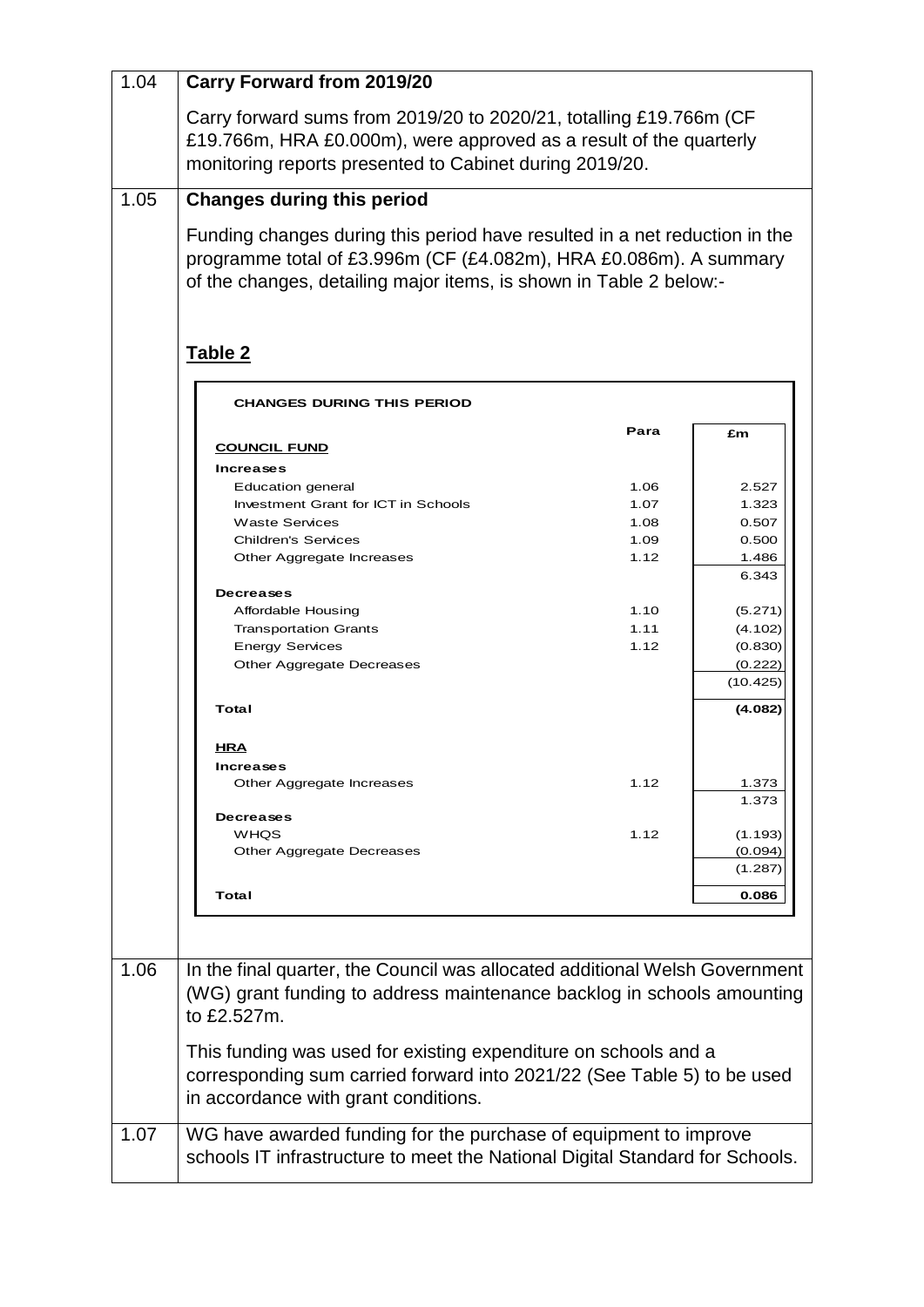1.04 **Carry Forward from 2019/20**

Carry forward sums from 2019/20 to 2020/21, totalling £19.766m (CF £19.766m, HRA £0.000m), were approved as a result of the quarterly monitoring reports presented to Cabinet during 2019/20.

1.05 **Changes during this period**

Funding changes during this period have resulted in a net reduction in the programme total of £3.996m (CF (£4.082m), HRA £0.086m). A summary of the changes, detailing major items, is shown in Table 2 below:-

**Table 2**

| CHANGES DURING THIS PERIOD | Para | £m |
|---|---|---|
| **COUNCIL FUND** | | |
| **Increases** | | |
| Education general | 1.06 | 2.527 |
| Investment Grant for ICT in Schools | 1.07 | 1.323 |
| Waste Services | 1.08 | 0.507 |
| Children's Services | 1.09 | 0.500 |
| Other Aggregate Increases | 1.12 | 1.486 |
| | | 6.343 |
| **Decreases** | | |
| Affordable Housing | 1.10 | (5.271) |
| Transportation Grants | 1.11 | (4.102) |
| Energy Services | 1.12 | (0.830) |
| Other Aggregate Decreases | | (0.222) |
| | | (10.425) |
| **Total** | | **(4.082)** |
| **HRA** | | |
| **Increases** | | |
| Other Aggregate Increases | 1.12 | 1.373 |
| | | 1.373 |
| **Decreases** | | |
| WHQS | 1.12 | (1.193) |
| Other Aggregate Decreases | | (0.094) |
| | | (1.287) |
| **Total** | | **0.086** |

1.06 In the final quarter, the Council was allocated additional Welsh Government (WG) grant funding to address maintenance backlog in schools amounting to £2.527m.

This funding was used for existing expenditure on schools and a corresponding sum carried forward into 2021/22 (See Table 5) to be used in accordance with grant conditions.

1.07 WG have awarded funding for the purchase of equipment to improve schools IT infrastructure to meet the National Digital Standard for Schools.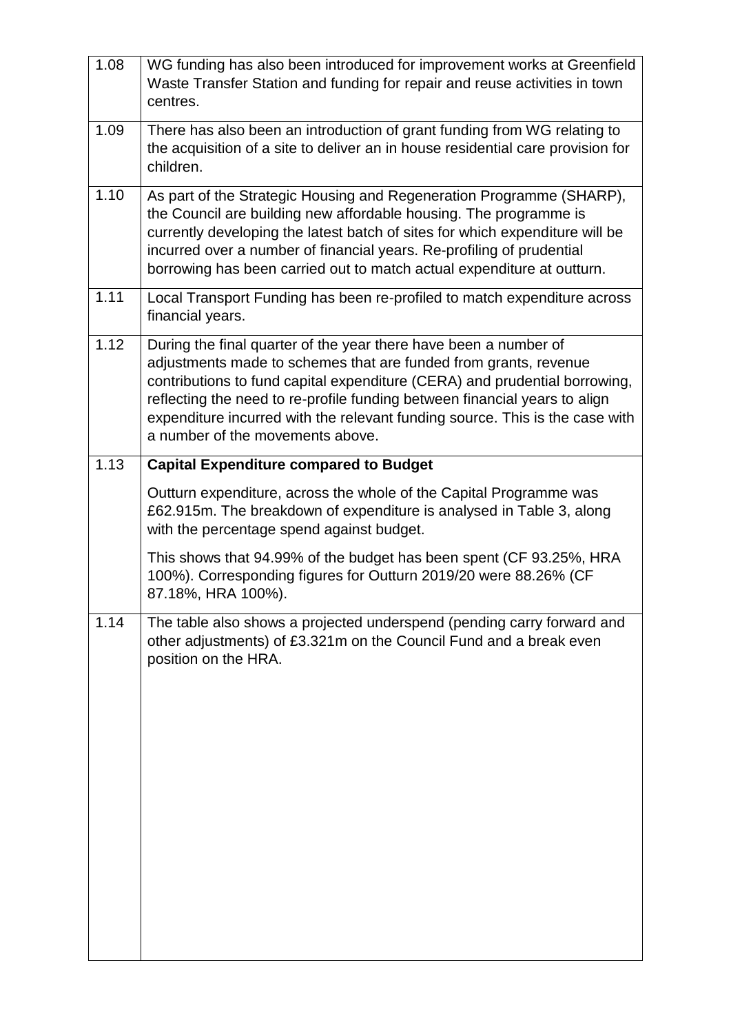| | |
|---|---|
| 1.08 | WG funding has also been introduced for improvement works at Greenfield Waste Transfer Station and funding for repair and reuse activities in town centres. |
| 1.09 | There has also been an introduction of grant funding from WG relating to the acquisition of a site to deliver an in house residential care provision for children. |
| 1.10 | As part of the Strategic Housing and Regeneration Programme (SHARP), the Council are building new affordable housing. The programme is currently developing the latest batch of sites for which expenditure will be incurred over a number of financial years. Re-profiling of prudential borrowing has been carried out to match actual expenditure at outturn. |
| 1.11 | Local Transport Funding has been re-profiled to match expenditure across financial years. |
| 1.12 | During the final quarter of the year there have been a number of adjustments made to schemes that are funded from grants, revenue contributions to fund capital expenditure (CERA) and prudential borrowing, reflecting the need to re-profile funding between financial years to align expenditure incurred with the relevant funding source. This is the case with a number of the movements above. |
| 1.13 | **Capital Expenditure compared to Budget**<br><br>Outturn expenditure, across the whole of the Capital Programme was £62.915m. The breakdown of expenditure is analysed in Table 3, along with the percentage spend against budget.<br><br>This shows that 94.99% of the budget has been spent (CF 93.25%, HRA 100%). Corresponding figures for Outturn 2019/20 were 88.26% (CF 87.18%, HRA 100%). |
| 1.14 | The table also shows a projected underspend (pending carry forward and other adjustments) of £3.321m on the Council Fund and a break even position on the HRA. |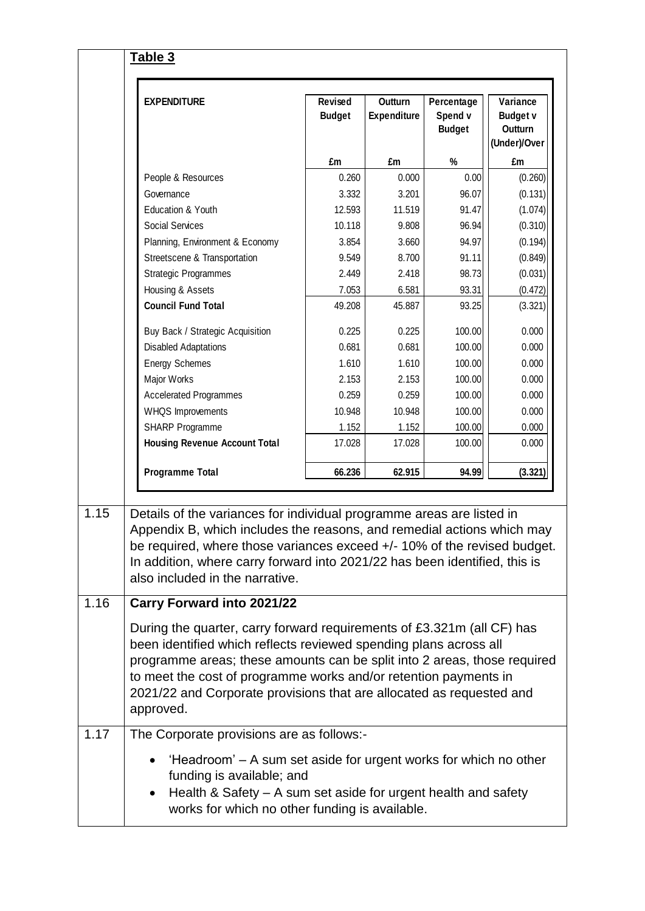**Table 3**

| EXPENDITURE | Revised Budget | Outturn Expenditure | Percentage Spend v Budget | Variance Budget v Outturn (Under)/Over |
|---|---|---|---|---|
| | £m | £m | % | £m |
| People & Resources | 0.260 | 0.000 | 0.00 | (0.260) |
| Governance | 3.332 | 3.201 | 96.07 | (0.131) |
| Education & Youth | 12.593 | 11.519 | 91.47 | (1.074) |
| Social Services | 10.118 | 9.808 | 96.94 | (0.310) |
| Planning, Environment & Economy | 3.854 | 3.660 | 94.97 | (0.194) |
| Streetscene & Transportation | 9.549 | 8.700 | 91.11 | (0.849) |
| Strategic Programmes | 2.449 | 2.418 | 98.73 | (0.031) |
| Housing & Assets | 7.053 | 6.581 | 93.31 | (0.472) |
| **Council Fund Total** | 49.208 | 45.887 | 93.25 | (3.321) |
| Buy Back / Strategic Acquisition | 0.225 | 0.225 | 100.00 | 0.000 |
| Disabled Adaptations | 0.681 | 0.681 | 100.00 | 0.000 |
| Energy Schemes | 1.610 | 1.610 | 100.00 | 0.000 |
| Major Works | 2.153 | 2.153 | 100.00 | 0.000 |
| Accelerated Programmes | 0.259 | 0.259 | 100.00 | 0.000 |
| WHQS Improvements | 10.948 | 10.948 | 100.00 | 0.000 |
| SHARP Programme | 1.152 | 1.152 | 100.00 | 0.000 |
| **Housing Revenue Account Total** | 17.028 | 17.028 | 100.00 | 0.000 |
| **Programme Total** | **66.236** | **62.915** | **94.99** | **(3.321)** |

1.15 Details of the variances for individual programme areas are listed in Appendix B, which includes the reasons, and remedial actions which may be required, where those variances exceed +/- 10% of the revised budget. In addition, where carry forward into 2021/22 has been identified, this is also included in the narrative.

1.16 **Carry Forward into 2021/22**

During the quarter, carry forward requirements of £3.321m (all CF) has been identified which reflects reviewed spending plans across all programme areas; these amounts can be split into 2 areas, those required to meet the cost of programme works and/or retention payments in 2021/22 and Corporate provisions that are allocated as requested and approved.

1.17 The Corporate provisions are as follows:-

- 'Headroom' – A sum set aside for urgent works for which no other funding is available; and
- Health & Safety – A sum set aside for urgent health and safety works for which no other funding is available.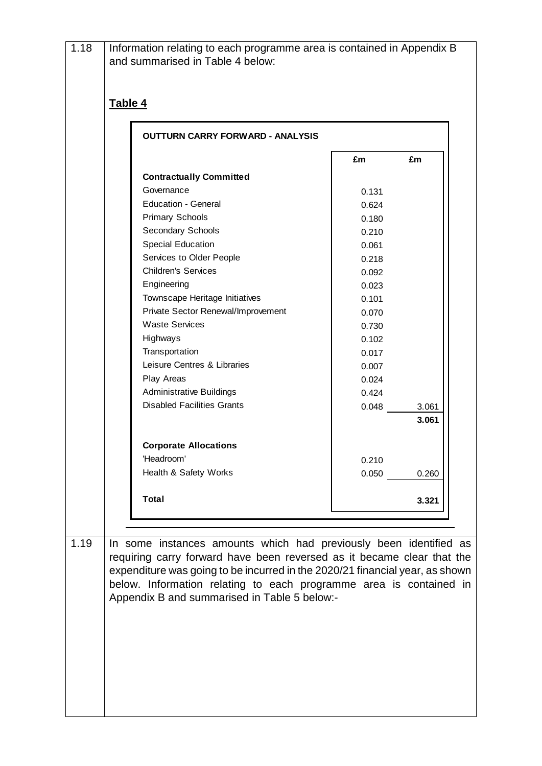1.18 Information relating to each programme area is contained in Appendix B and summarised in Table 4 below:

**Table 4**

**OUTTURN CARRY FORWARD - ANALYSIS**

| | £m | £m |
|---|---|---|
| **Contractually Committed** | | |
| Governance | 0.131 | |
| Education - General | 0.624 | |
| Primary Schools | 0.180 | |
| Secondary Schools | 0.210 | |
| Special Education | 0.061 | |
| Services to Older People | 0.218 | |
| Children's Services | 0.092 | |
| Engineering | 0.023 | |
| Townscape Heritage Initiatives | 0.101 | |
| Private Sector Renewal/Improvement | 0.070 | |
| Waste Services | 0.730 | |
| Highways | 0.102 | |
| Transportation | 0.017 | |
| Leisure Centres & Libraries | 0.007 | |
| Play Areas | 0.024 | |
| Administrative Buildings | 0.424 | |
| Disabled Facilities Grants | 0.048 | 3.061 |
| | | **3.061** |
| **Corporate Allocations** | | |
| 'Headroom' | 0.210 | |
| Health & Safety Works | 0.050 | 0.260 |
| **Total** | | **3.321** |

1.19 In some instances amounts which had previously been identified as requiring carry forward have been reversed as it became clear that the expenditure was going to be incurred in the 2020/21 financial year, as shown below. Information relating to each programme area is contained in Appendix B and summarised in Table 5 below:-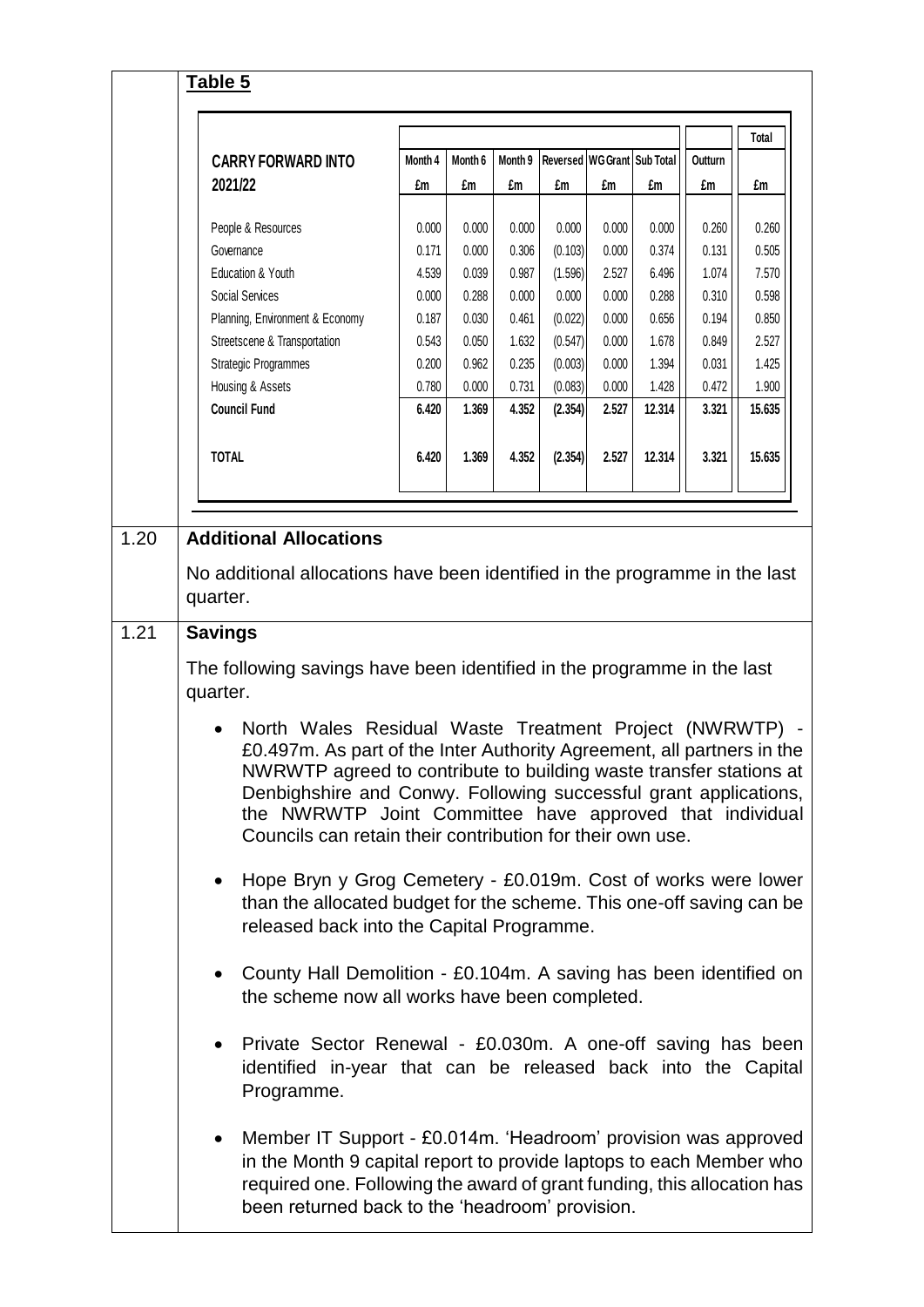## Table 5

| CARRY FORWARD INTO 2021/22 | Month 4 | Month 6 | Month 9 | Reversed | WG Grant | Sub Total | Outturn | Total |
|---|---|---|---|---|---|---|---|---|
| | £m | £m | £m | £m | £m | £m | £m | £m |
| People & Resources | 0.000 | 0.000 | 0.000 | 0.000 | 0.000 | 0.000 | 0.260 | 0.260 |
| Governance | 0.171 | 0.000 | 0.306 | (0.103) | 0.000 | 0.374 | 0.131 | 0.505 |
| Education & Youth | 4.539 | 0.039 | 0.987 | (1.596) | 2.527 | 6.496 | 1.074 | 7.570 |
| Social Services | 0.000 | 0.288 | 0.000 | 0.000 | 0.000 | 0.288 | 0.310 | 0.598 |
| Planning, Environment & Economy | 0.187 | 0.030 | 0.461 | (0.022) | 0.000 | 0.656 | 0.194 | 0.850 |
| Streetscene & Transportation | 0.543 | 0.050 | 1.632 | (0.547) | 0.000 | 1.678 | 0.849 | 2.527 |
| Strategic Programmes | 0.200 | 0.962 | 0.235 | (0.003) | 0.000 | 1.394 | 0.031 | 1.425 |
| Housing & Assets | 0.780 | 0.000 | 0.731 | (0.083) | 0.000 | 1.428 | 0.472 | 1.900 |
| **Council Fund** | **6.420** | **1.369** | **4.352** | **(2.354)** | **2.527** | **12.314** | **3.321** | **15.635** |
| **TOTAL** | **6.420** | **1.369** | **4.352** | **(2.354)** | **2.527** | **12.314** | **3.321** | **15.635** |

1.20 **Additional Allocations**

No additional allocations have been identified in the programme in the last quarter.

1.21 **Savings**

The following savings have been identified in the programme in the last quarter.

- North Wales Residual Waste Treatment Project (NWRWTP) - £0.497m. As part of the Inter Authority Agreement, all partners in the NWRWTP agreed to contribute to building waste transfer stations at Denbighshire and Conwy. Following successful grant applications, the NWRWTP Joint Committee have approved that individual Councils can retain their contribution for their own use.

- Hope Bryn y Grog Cemetery - £0.019m. Cost of works were lower than the allocated budget for the scheme. This one-off saving can be released back into the Capital Programme.

- County Hall Demolition - £0.104m. A saving has been identified on the scheme now all works have been completed.

- Private Sector Renewal - £0.030m. A one-off saving has been identified in-year that can be released back into the Capital Programme.

- Member IT Support - £0.014m. 'Headroom' provision was approved in the Month 9 capital report to provide laptops to each Member who required one. Following the award of grant funding, this allocation has been returned back to the 'headroom' provision.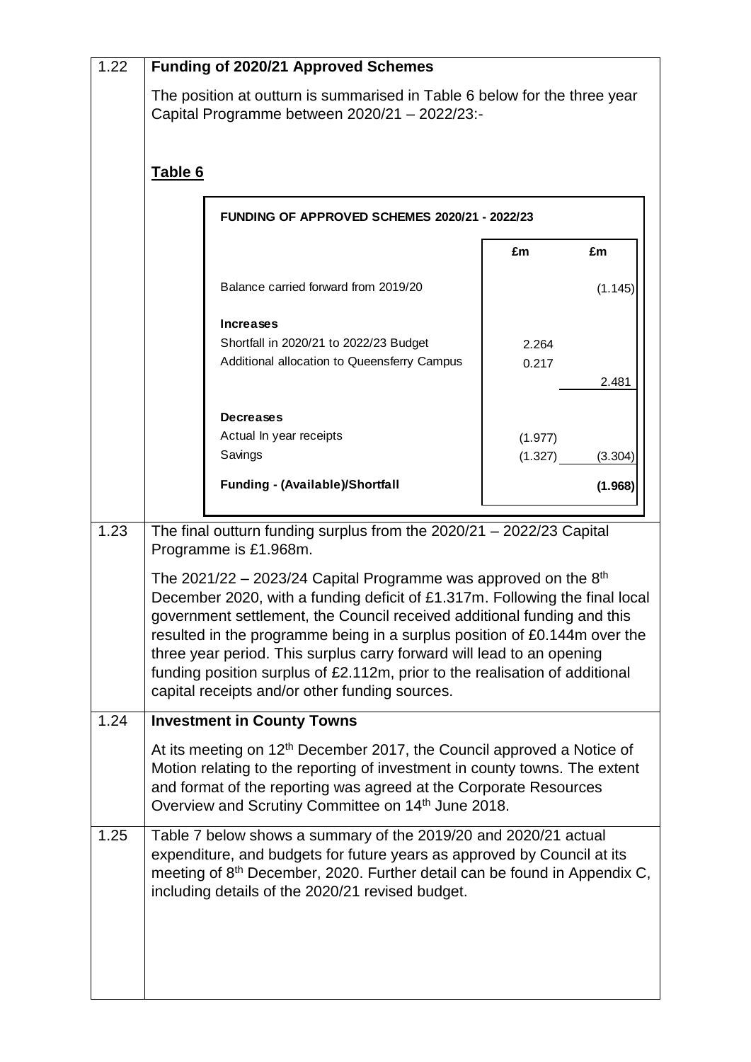| | |
|---|---|
| 1.22 | **Funding of 2020/21 Approved Schemes** |

The position at outturn is summarised in Table 6 below for the three year Capital Programme between 2020/21 – 2022/23:-

**Table 6**

| FUNDING OF APPROVED SCHEMES 2020/21 - 2022/23 | | |
|---|---|---|
| | **£m** | **£m** |
| Balance carried forward from 2019/20 | | (1.145) |
| **Increases** | | |
| Shortfall in 2020/21 to 2022/23 Budget | 2.264 | |
| Additional allocation to Queensferry Campus | 0.217 | |
| | | 2.481 |
| **Decreases** | | |
| Actual In year receipts | (1.977) | |
| Savings | (1.327) | (3.304) |
| **Funding - (Available)/Shortfall** | | **(1.968)** |

**1.23** The final outturn funding surplus from the 2020/21 – 2022/23 Capital Programme is £1.968m.

The 2021/22 – 2023/24 Capital Programme was approved on the 8th December 2020, with a funding deficit of £1.317m. Following the final local government settlement, the Council received additional funding and this resulted in the programme being in a surplus position of £0.144m over the three year period. This surplus carry forward will lead to an opening funding position surplus of £2.112m, prior to the realisation of additional capital receipts and/or other funding sources.

**1.24 Investment in County Towns**

At its meeting on 12th December 2017, the Council approved a Notice of Motion relating to the reporting of investment in county towns. The extent and format of the reporting was agreed at the Corporate Resources Overview and Scrutiny Committee on 14th June 2018.

**1.25** Table 7 below shows a summary of the 2019/20 and 2020/21 actual expenditure, and budgets for future years as approved by Council at its meeting of 8th December, 2020. Further detail can be found in Appendix C, including details of the 2020/21 revised budget.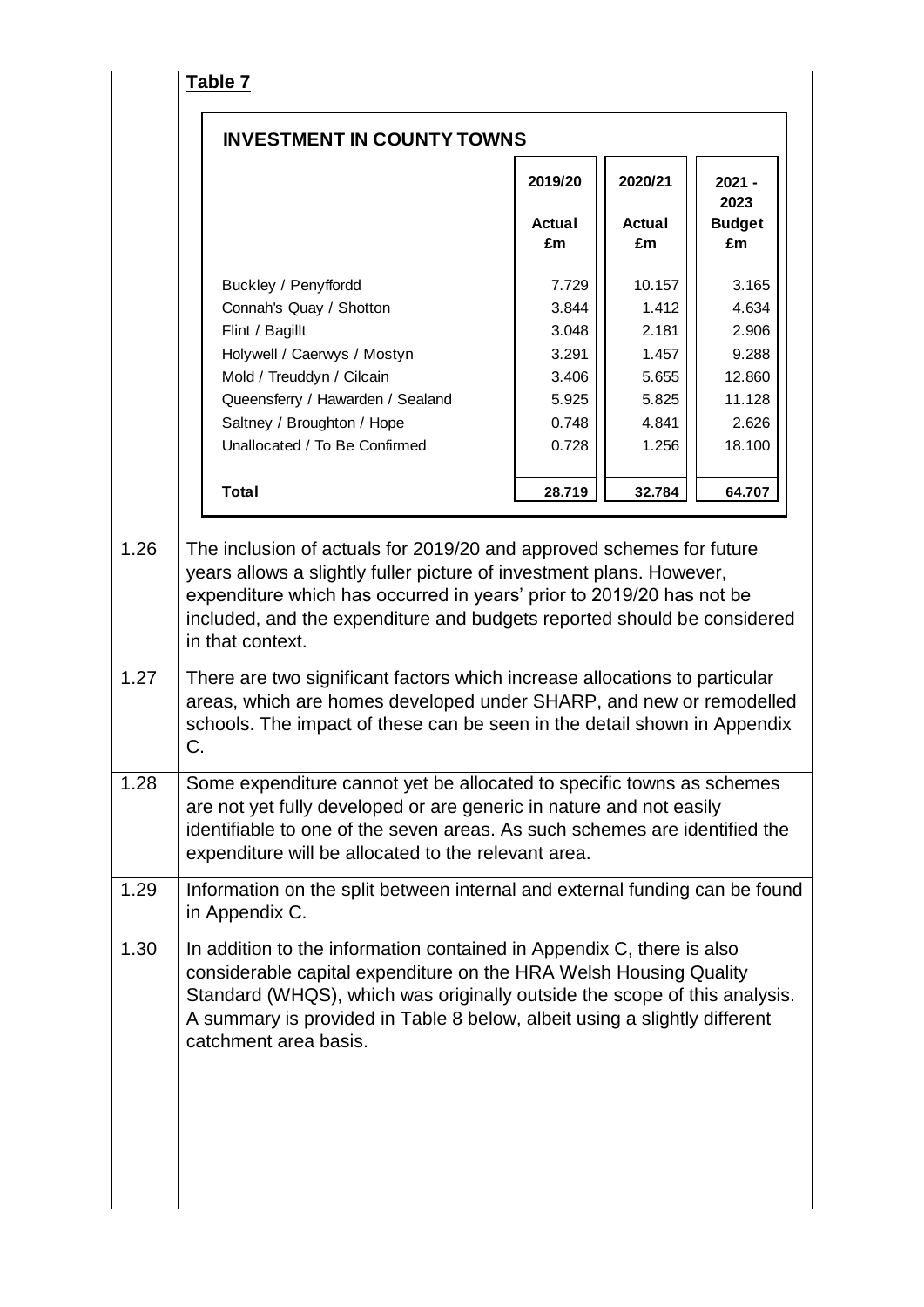**Table 7**

**INVESTMENT IN COUNTY TOWNS**

| | 2019/20 Actual £m | 2020/21 Actual £m | 2021 - 2023 Budget £m |
|---|---|---|---|
| Buckley / Penyffordd | 7.729 | 10.157 | 3.165 |
| Connah's Quay / Shotton | 3.844 | 1.412 | 4.634 |
| Flint / Bagillt | 3.048 | 2.181 | 2.906 |
| Holywell / Caerwys / Mostyn | 3.291 | 1.457 | 9.288 |
| Mold / Treuddyn / Cilcain | 3.406 | 5.655 | 12.860 |
| Queensferry / Hawarden / Sealand | 5.925 | 5.825 | 11.128 |
| Saltney / Broughton / Hope | 0.748 | 4.841 | 2.626 |
| Unallocated / To Be Confirmed | 0.728 | 1.256 | 18.100 |
| **Total** | **28.719** | **32.784** | **64.707** |

1.26 The inclusion of actuals for 2019/20 and approved schemes for future years allows a slightly fuller picture of investment plans. However, expenditure which has occurred in years' prior to 2019/20 has not be included, and the expenditure and budgets reported should be considered in that context.

1.27 There are two significant factors which increase allocations to particular areas, which are homes developed under SHARP, and new or remodelled schools. The impact of these can be seen in the detail shown in Appendix C.

1.28 Some expenditure cannot yet be allocated to specific towns as schemes are not yet fully developed or are generic in nature and not easily identifiable to one of the seven areas. As such schemes are identified the expenditure will be allocated to the relevant area.

1.29 Information on the split between internal and external funding can be found in Appendix C.

1.30 In addition to the information contained in Appendix C, there is also considerable capital expenditure on the HRA Welsh Housing Quality Standard (WHQS), which was originally outside the scope of this analysis. A summary is provided in Table 8 below, albeit using a slightly different catchment area basis.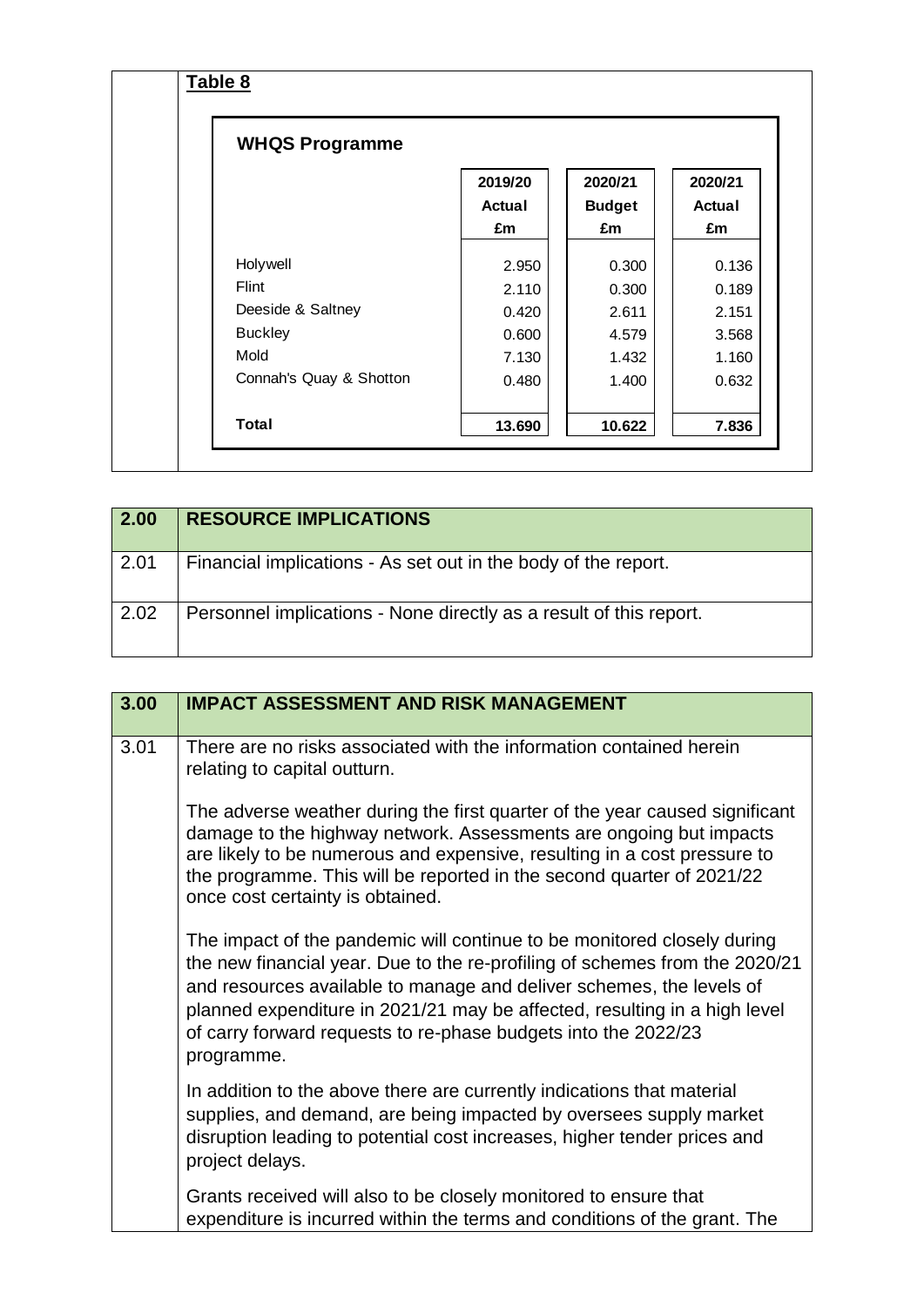**Table 8**

**WHQS Programme**

| | 2019/20 Actual £m | 2020/21 Budget £m | 2020/21 Actual £m |
|---|---|---|---|
| Holywell | 2.950 | 0.300 | 0.136 |
| Flint | 2.110 | 0.300 | 0.189 |
| Deeside & Saltney | 0.420 | 2.611 | 2.151 |
| Buckley | 0.600 | 4.579 | 3.568 |
| Mold | 7.130 | 1.432 | 1.160 |
| Connah's Quay & Shotton | 0.480 | 1.400 | 0.632 |
| **Total** | **13.690** | **10.622** | **7.836** |

| 2.00 | RESOURCE IMPLICATIONS |
|---|---|
| 2.01 | Financial implications - As set out in the body of the report. |
| 2.02 | Personnel implications - None directly as a result of this report. |

| 3.00 | IMPACT ASSESSMENT AND RISK MANAGEMENT |
|---|---|
| 3.01 | There are no risks associated with the information contained herein relating to capital outturn.<br><br>The adverse weather during the first quarter of the year caused significant damage to the highway network. Assessments are ongoing but impacts are likely to be numerous and expensive, resulting in a cost pressure to the programme. This will be reported in the second quarter of 2021/22 once cost certainty is obtained.<br><br>The impact of the pandemic will continue to be monitored closely during the new financial year. Due to the re-profiling of schemes from the 2020/21 and resources available to manage and deliver schemes, the levels of planned expenditure in 2021/21 may be affected, resulting in a high level of carry forward requests to re-phase budgets into the 2022/23 programme.<br><br>In addition to the above there are currently indications that material supplies, and demand, are being impacted by oversees supply market disruption leading to potential cost increases, higher tender prices and project delays.<br><br>Grants received will also to be closely monitored to ensure that expenditure is incurred within the terms and conditions of the grant. The |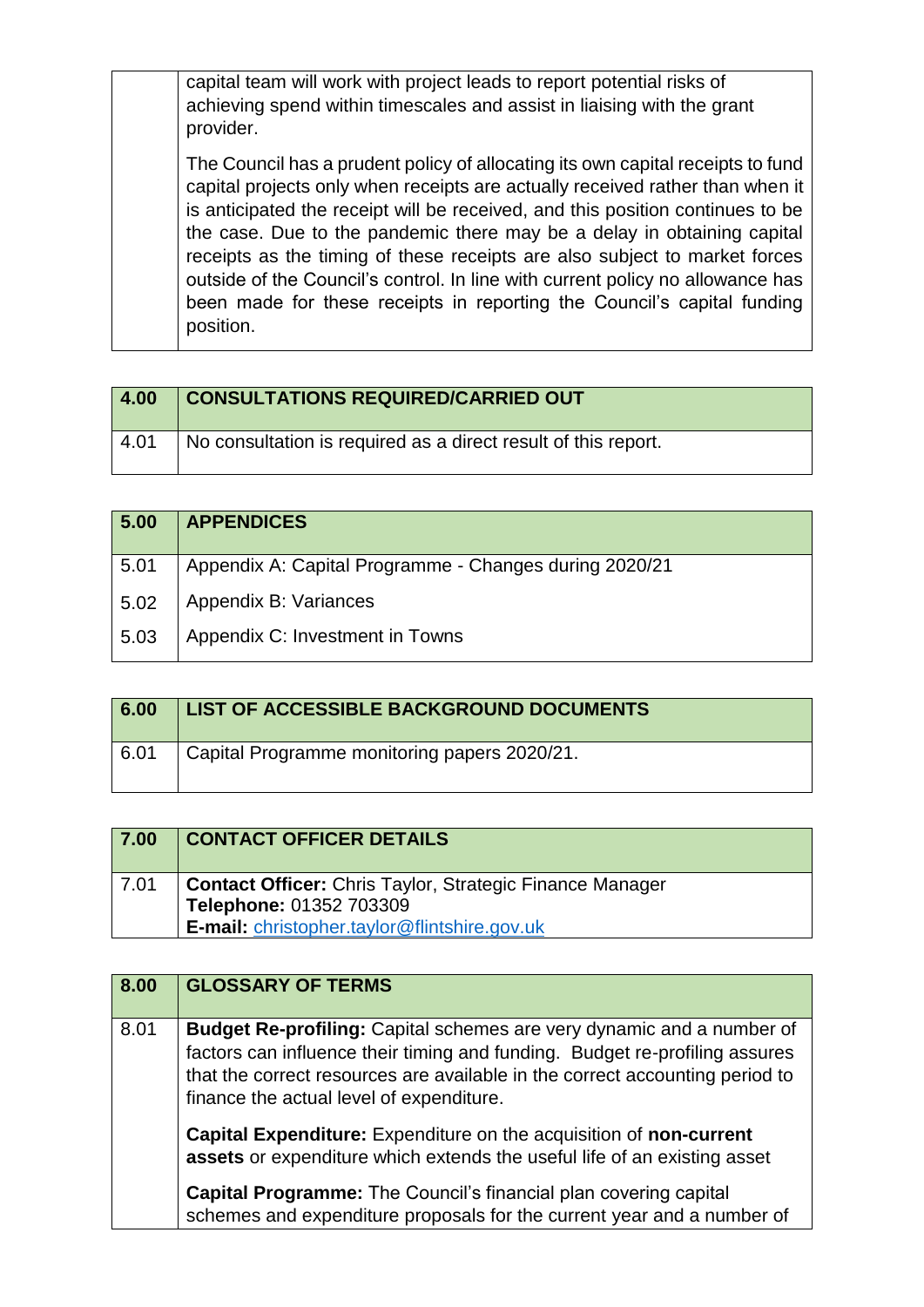| | |
|---|---|
| | capital team will work with project leads to report potential risks of achieving spend within timescales and assist in liaising with the grant provider.<br><br>The Council has a prudent policy of allocating its own capital receipts to fund capital projects only when receipts are actually received rather than when it is anticipated the receipt will be received, and this position continues to be the case. Due to the pandemic there may be a delay in obtaining capital receipts as the timing of these receipts are also subject to market forces outside of the Council's control. In line with current policy no allowance has been made for these receipts in reporting the Council's capital funding position. |

| **4.00** | **CONSULTATIONS REQUIRED/CARRIED OUT** |
|---|---|
| 4.01 | No consultation is required as a direct result of this report. |

| **5.00** | **APPENDICES** |
|---|---|
| 5.01 | Appendix A: Capital Programme - Changes during 2020/21 |
| 5.02 | Appendix B: Variances |
| 5.03 | Appendix C: Investment in Towns |

| **6.00** | **LIST OF ACCESSIBLE BACKGROUND DOCUMENTS** |
|---|---|
| 6.01 | Capital Programme monitoring papers 2020/21. |

| **7.00** | **CONTACT OFFICER DETAILS** |
|---|---|
| 7.01 | **Contact Officer:** Chris Taylor, Strategic Finance Manager<br>**Telephone:** 01352 703309<br>**E-mail:** christopher.taylor@flintshire.gov.uk |

| **8.00** | **GLOSSARY OF TERMS** |
|---|---|
| 8.01 | **Budget Re-profiling:** Capital schemes are very dynamic and a number of factors can influence their timing and funding. Budget re-profiling assures that the correct resources are available in the correct accounting period to finance the actual level of expenditure.<br><br>**Capital Expenditure:** Expenditure on the acquisition of **non-current assets** or expenditure which extends the useful life of an existing asset<br><br>**Capital Programme:** The Council's financial plan covering capital schemes and expenditure proposals for the current year and a number of |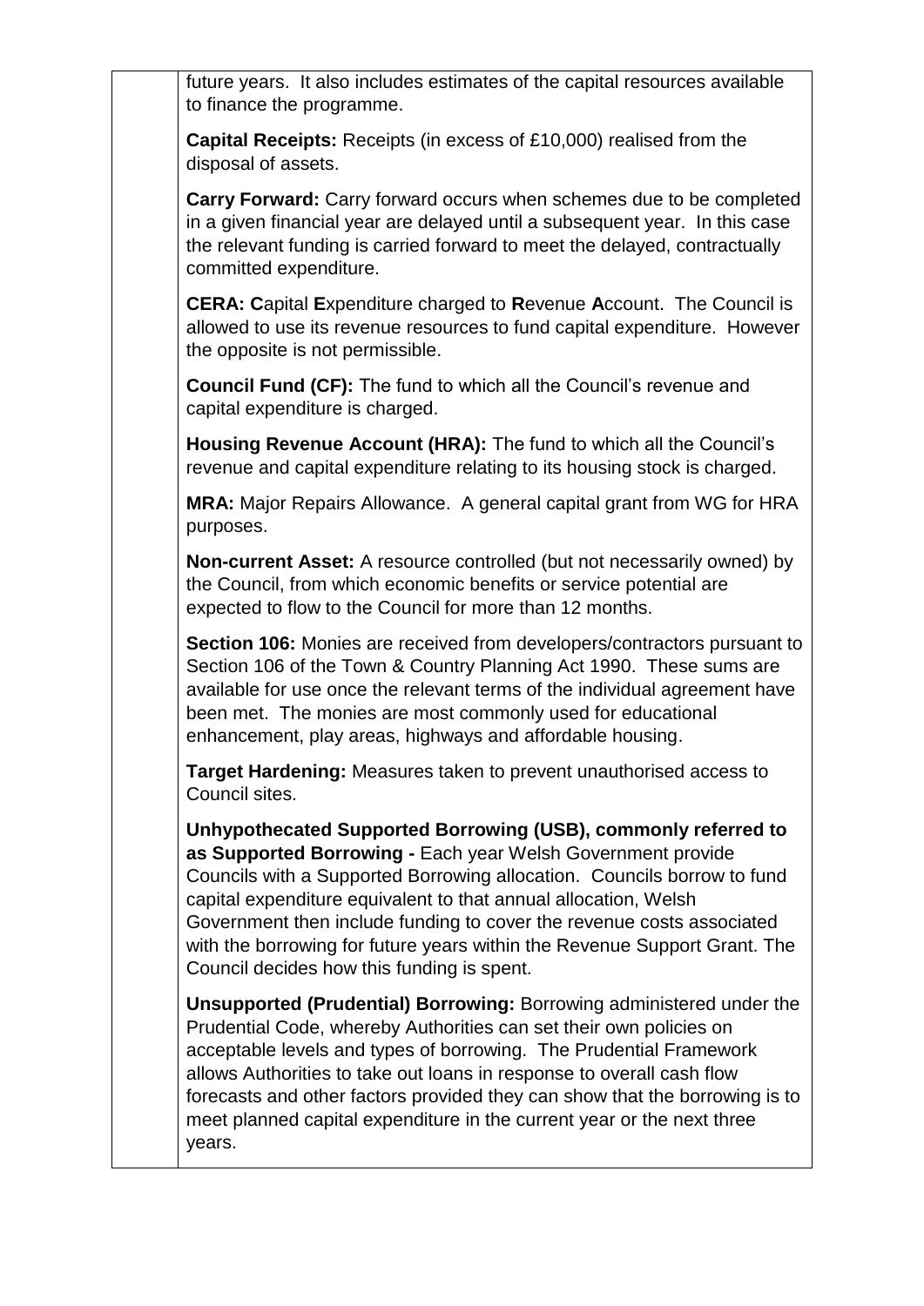future years. It also includes estimates of the capital resources available to finance the programme.

**Capital Receipts:** Receipts (in excess of £10,000) realised from the disposal of assets.

**Carry Forward:** Carry forward occurs when schemes due to be completed in a given financial year are delayed until a subsequent year. In this case the relevant funding is carried forward to meet the delayed, contractually committed expenditure.

**CERA: C**apital **E**xpenditure charged to **R**evenue **A**ccount. The Council is allowed to use its revenue resources to fund capital expenditure. However the opposite is not permissible.

**Council Fund (CF):** The fund to which all the Council's revenue and capital expenditure is charged.

**Housing Revenue Account (HRA):** The fund to which all the Council's revenue and capital expenditure relating to its housing stock is charged.

**MRA:** Major Repairs Allowance. A general capital grant from WG for HRA purposes.

**Non-current Asset:** A resource controlled (but not necessarily owned) by the Council, from which economic benefits or service potential are expected to flow to the Council for more than 12 months.

**Section 106:** Monies are received from developers/contractors pursuant to Section 106 of the Town & Country Planning Act 1990. These sums are available for use once the relevant terms of the individual agreement have been met. The monies are most commonly used for educational enhancement, play areas, highways and affordable housing.

**Target Hardening:** Measures taken to prevent unauthorised access to Council sites.

**Unhypothecated Supported Borrowing (USB), commonly referred to as Supported Borrowing -** Each year Welsh Government provide Councils with a Supported Borrowing allocation. Councils borrow to fund capital expenditure equivalent to that annual allocation, Welsh Government then include funding to cover the revenue costs associated with the borrowing for future years within the Revenue Support Grant. The Council decides how this funding is spent.

**Unsupported (Prudential) Borrowing:** Borrowing administered under the Prudential Code, whereby Authorities can set their own policies on acceptable levels and types of borrowing. The Prudential Framework allows Authorities to take out loans in response to overall cash flow forecasts and other factors provided they can show that the borrowing is to meet planned capital expenditure in the current year or the next three years.